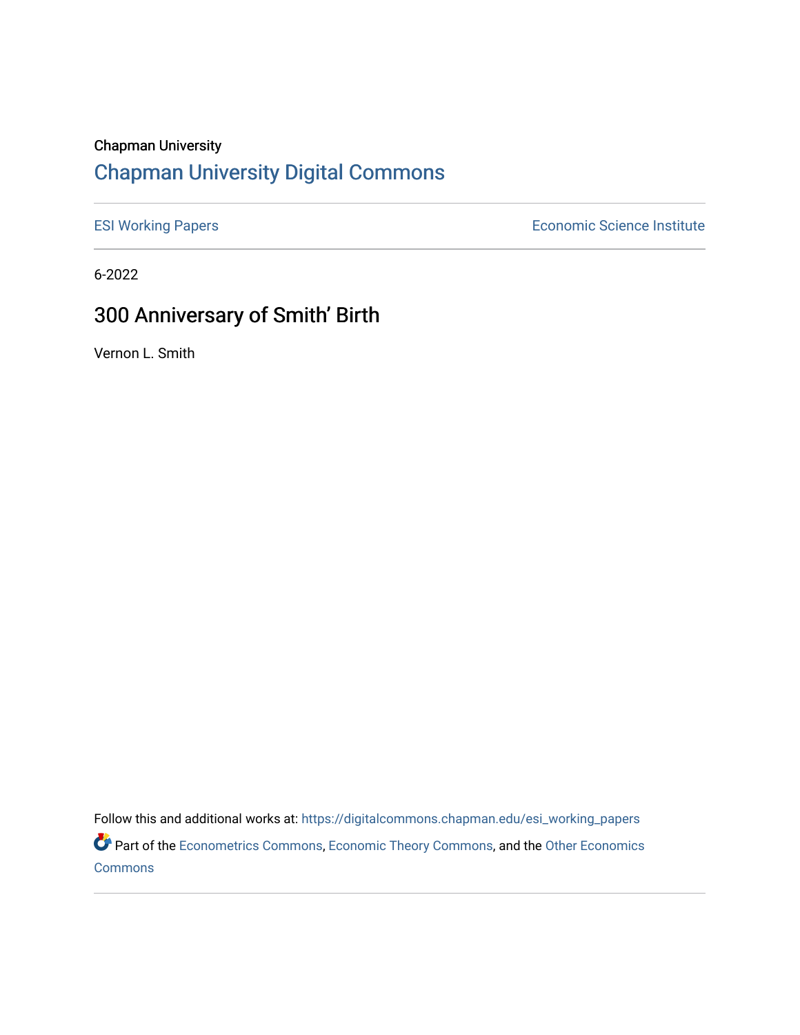Chapman University

## Chapman University Digital Commons

ESI Working Papers | Economic Science Institute

6-2022

# 300 Anniversary of Smith' Birth

Vernon L. Smith

Follow this and additional works at: https://digitalcommons.chapman.edu/esi_working_papers

Part of the Econometrics Commons, Economic Theory Commons, and the Other Economics Commons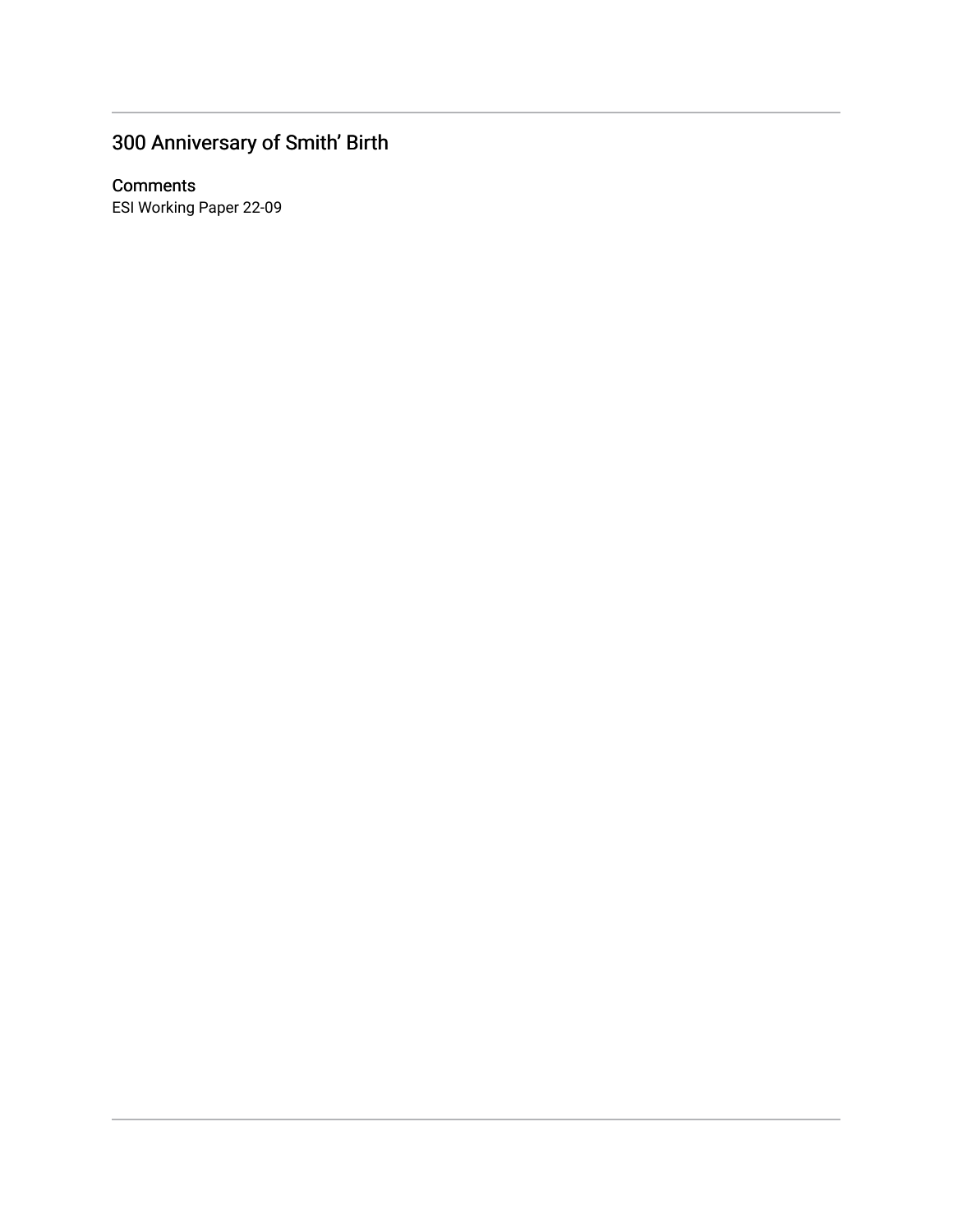## 300 Anniversary of Smith' Birth

### Comments

ESI Working Paper 22-09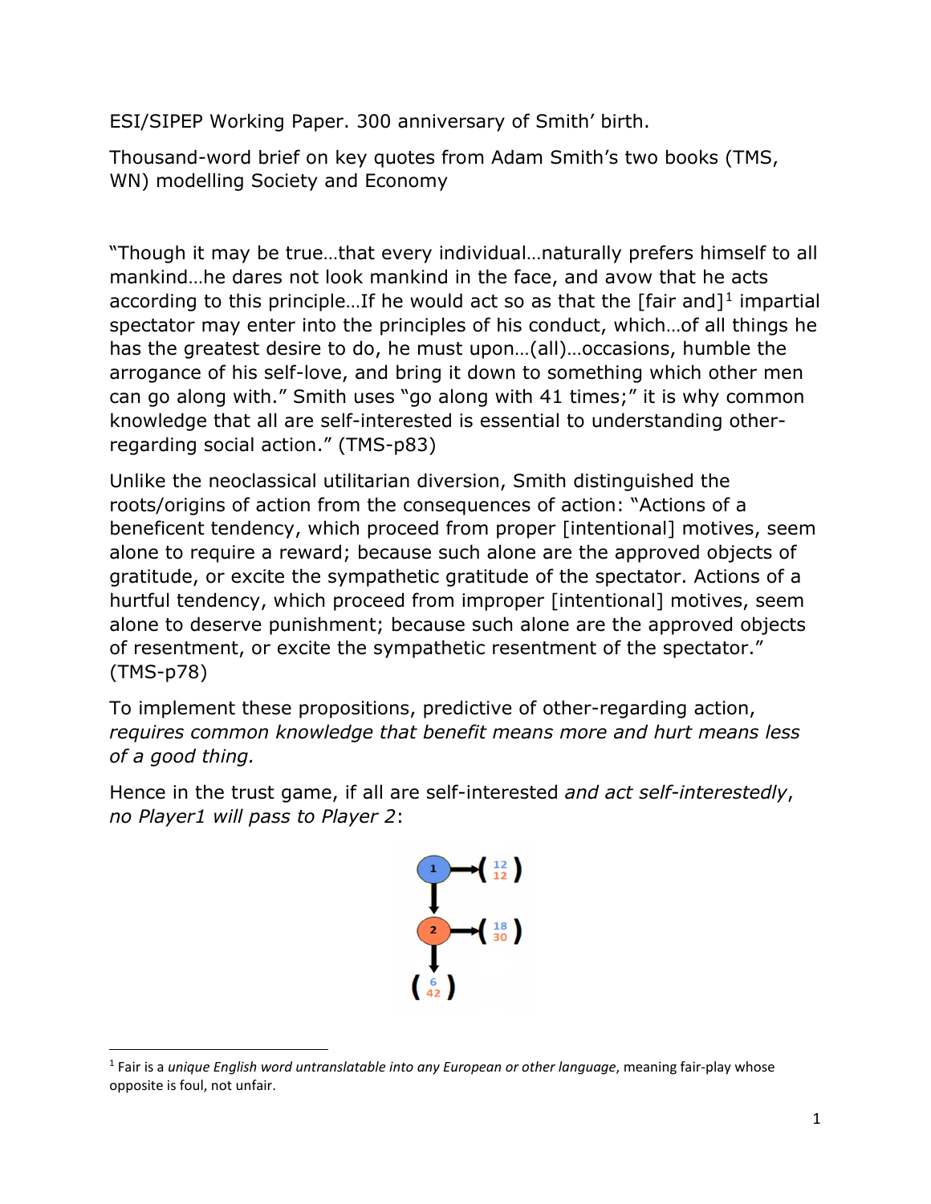ESI/SIPEP Working Paper. 300 anniversary of Smith' birth.

Thousand-word brief on key quotes from Adam Smith's two books (TMS, WN) modelling Society and Economy

"Though it may be true…that every individual…naturally prefers himself to all mankind…he dares not look mankind in the face, and avow that he acts according to this principle…If he would act so as that the [fair and][1] impartial spectator may enter into the principles of his conduct, which…of all things he has the greatest desire to do, he must upon…(all)…occasions, humble the arrogance of his self-love, and bring it down to something which other men can go along with." Smith uses "go along with 41 times;" it is why common knowledge that all are self-interested is essential to understanding other-regarding social action." (TMS-p83)

Unlike the neoclassical utilitarian diversion, Smith distinguished the roots/origins of action from the consequences of action: "Actions of a beneficent tendency, which proceed from proper [intentional] motives, seem alone to require a reward; because such alone are the approved objects of gratitude, or excite the sympathetic gratitude of the spectator. Actions of a hurtful tendency, which proceed from improper [intentional] motives, seem alone to deserve punishment; because such alone are the approved objects of resentment, or excite the sympathetic resentment of the spectator." (TMS-p78)

To implement these propositions, predictive of other-regarding action, *requires common knowledge that benefit means more and hurt means less of a good thing.*

Hence in the trust game, if all are self-interested *and act self-interestedly*, *no Player1 will pass to Player 2*:

1 → (12, 12)
↓
2 → (18, 30)
↓
(6, 42)

[1] Fair is a *unique English word untranslatable into any European or other language*, meaning fair-play whose opposite is foul, not unfair.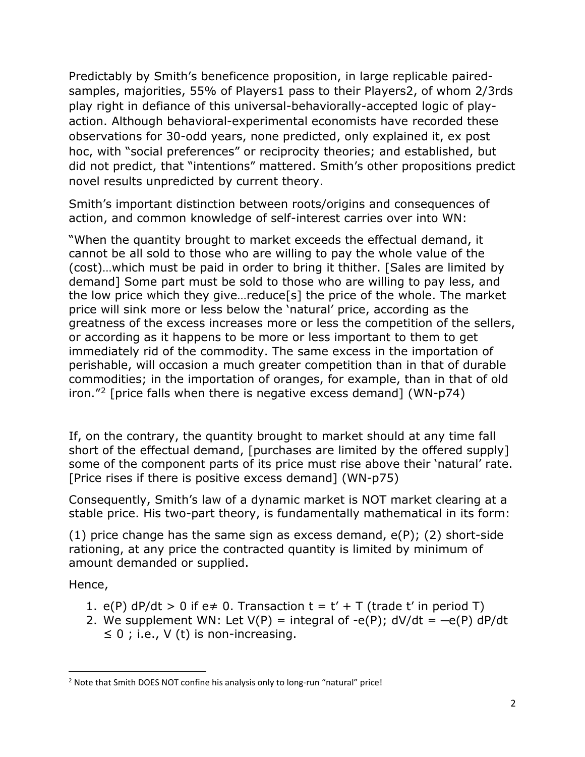Predictably by Smith's beneficence proposition, in large replicable paired-samples, majorities, 55% of Players1 pass to their Players2, of whom 2/3rds play right in defiance of this universal-behaviorally-accepted logic of play-action. Although behavioral-experimental economists have recorded these observations for 30-odd years, none predicted, only explained it, ex post hoc, with "social preferences" or reciprocity theories; and established, but did not predict, that "intentions" mattered. Smith's other propositions predict novel results unpredicted by current theory.

Smith's important distinction between roots/origins and consequences of action, and common knowledge of self-interest carries over into WN:

"When the quantity brought to market exceeds the effectual demand, it cannot be all sold to those who are willing to pay the whole value of the (cost)…which must be paid in order to bring it thither. [Sales are limited by demand] Some part must be sold to those who are willing to pay less, and the low price which they give…reduce[s] the price of the whole. The market price will sink more or less below the 'natural' price, according as the greatness of the excess increases more or less the competition of the sellers, or according as it happens to be more or less important to them to get immediately rid of the commodity. The same excess in the importation of perishable, will occasion a much greater competition than in that of durable commodities; in the importation of oranges, for example, than in that of old iron."[2] [price falls when there is negative excess demand] (WN-p74)

If, on the contrary, the quantity brought to market should at any time fall short of the effectual demand, [purchases are limited by the offered supply] some of the component parts of its price must rise above their 'natural' rate. [Price rises if there is positive excess demand] (WN-p75)

Consequently, Smith's law of a dynamic market is NOT market clearing at a stable price. His two-part theory, is fundamentally mathematical in its form:

(1) price change has the same sign as excess demand, $e(P)$; (2) short-side rationing, at any price the contracted quantity is limited by minimum of amount demanded or supplied.

Hence,

1. $e(P)\, dP/dt > 0$ if $e \neq 0$. Transaction $t = t' + T$ (trade $t'$ in period $T$)
2. We supplement WN: Let $V(P) =$ integral of $-e(P)$; $dV/dt = -e(P)\, dP/dt \leq 0$ ; i.e., $V(t)$ is non-increasing.

[2] Note that Smith DOES NOT confine his analysis only to long-run "natural" price!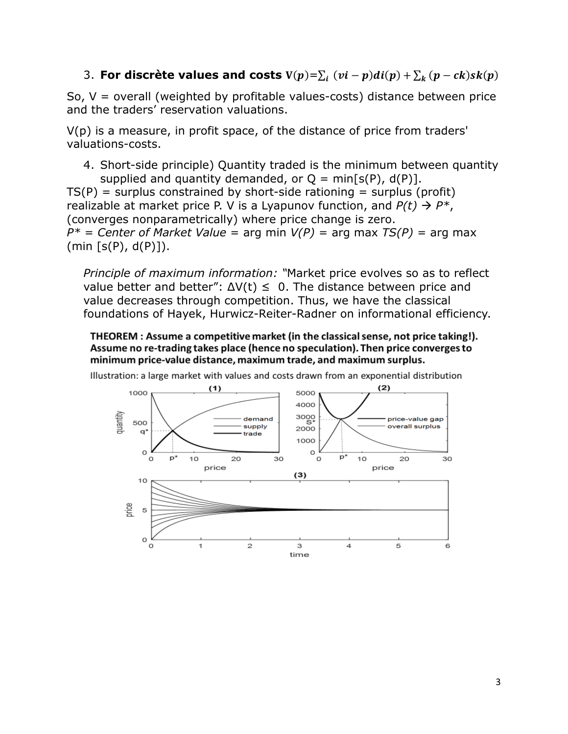3. **For discrète values and costs** $\mathbf{V}(\boldsymbol{p}) = \sum_i (\boldsymbol{vi} - \boldsymbol{p})\boldsymbol{di}(\boldsymbol{p}) + \sum_k (\boldsymbol{p} - \boldsymbol{ck})\boldsymbol{sk}(\boldsymbol{p})$

So, V = overall (weighted by profitable values-costs) distance between price and the traders' reservation valuations.

V(p) is a measure, in profit space, of the distance of price from traders' valuations-costs.

4. Short-side principle) Quantity traded is the minimum between quantity supplied and quantity demanded, or Q = min[s(P), d(P)].

TS(P) = surplus constrained by short-side rationing = surplus (profit) realizable at market price P. V is a Lyapunov function, and *P(t)* → *P\**, (converges nonparametrically) where price change is zero.
*P\* = Center of Market Value* = arg min *V(P)* = arg max *TS(P)* = arg max (min [s(P), d(P)]).

*Principle of maximum information:* "Market price evolves so as to reflect value better and better": $\Delta V(t) \leq 0$. The distance between price and value decreases through competition. Thus, we have the classical foundations of Hayek, Hurwicz-Reiter-Radner on informational efficiency.

**THEOREM : Assume a competitive market (in the classical sense, not price taking!). Assume no re-trading takes place (hence no speculation). Then price converges to minimum price-value distance, maximum trade, and maximum surplus.**

Illustration: a large market with values and costs drawn from an exponential distribution

(1)

quantity

1000

500

q*

0

0 p* 10 20 30

price

demand

supply

trade

(2)

5000

4000

3000

S*

2000

1000

0

0 p* 10 20 30

price

price-value gap

overall surplus

(3)

price

10

5

0

0 1 2 3 4 5 6

time